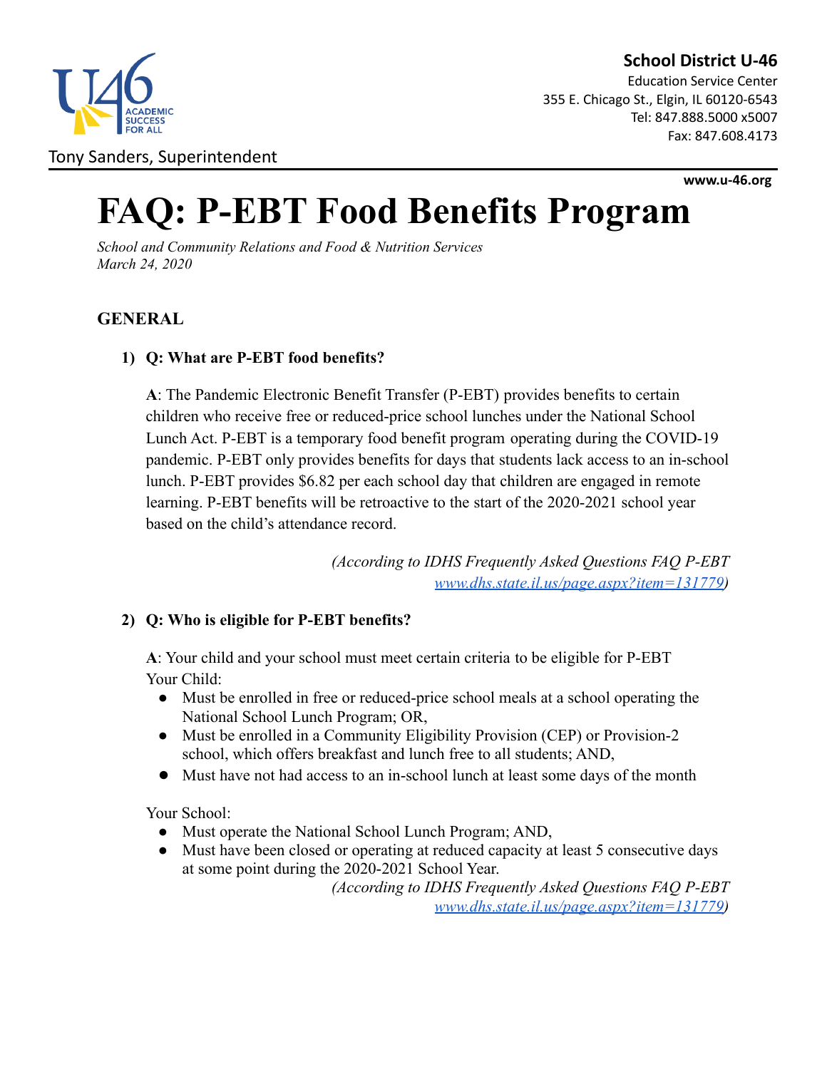**School District U-46**
Education Service Center
355 E. Chicago St., Elgin, IL 60120-6543
Tel: 847.888.5000 x5007
Fax: 847.608.4173

Tony Sanders, Superintendent

**www.u-46.org**

# FAQ: P-EBT Food Benefits Program

*School and Community Relations and Food & Nutrition Services*
*March 24, 2020*

## GENERAL

1) **Q: What are P-EBT food benefits?**

   **A**: The Pandemic Electronic Benefit Transfer (P-EBT) provides benefits to certain children who receive free or reduced-price school lunches under the National School Lunch Act. P-EBT is a temporary food benefit program operating during the COVID-19 pandemic. P-EBT only provides benefits for days that students lack access to an in-school lunch. P-EBT provides $6.82 per each school day that children are engaged in remote learning. P-EBT benefits will be retroactive to the start of the 2020-2021 school year based on the child's attendance record.

   *(According to IDHS Frequently Asked Questions FAQ P-EBT [www.dhs.state.il.us/page.aspx?item=131779](www.dhs.state.il.us/page.aspx?item=131779))*

2) **Q: Who is eligible for P-EBT benefits?**

   **A**: Your child and your school must meet certain criteria to be eligible for P-EBT
   Your Child:
   - Must be enrolled in free or reduced-price school meals at a school operating the National School Lunch Program; OR,
   - Must be enrolled in a Community Eligibility Provision (CEP) or Provision-2 school, which offers breakfast and lunch free to all students; AND,
   - Must have not had access to an in-school lunch at least some days of the month

   Your School:
   - Must operate the National School Lunch Program; AND,
   - Must have been closed or operating at reduced capacity at least 5 consecutive days at some point during the 2020-2021 School Year.

   *(According to IDHS Frequently Asked Questions FAQ P-EBT [www.dhs.state.il.us/page.aspx?item=131779](www.dhs.state.il.us/page.aspx?item=131779))*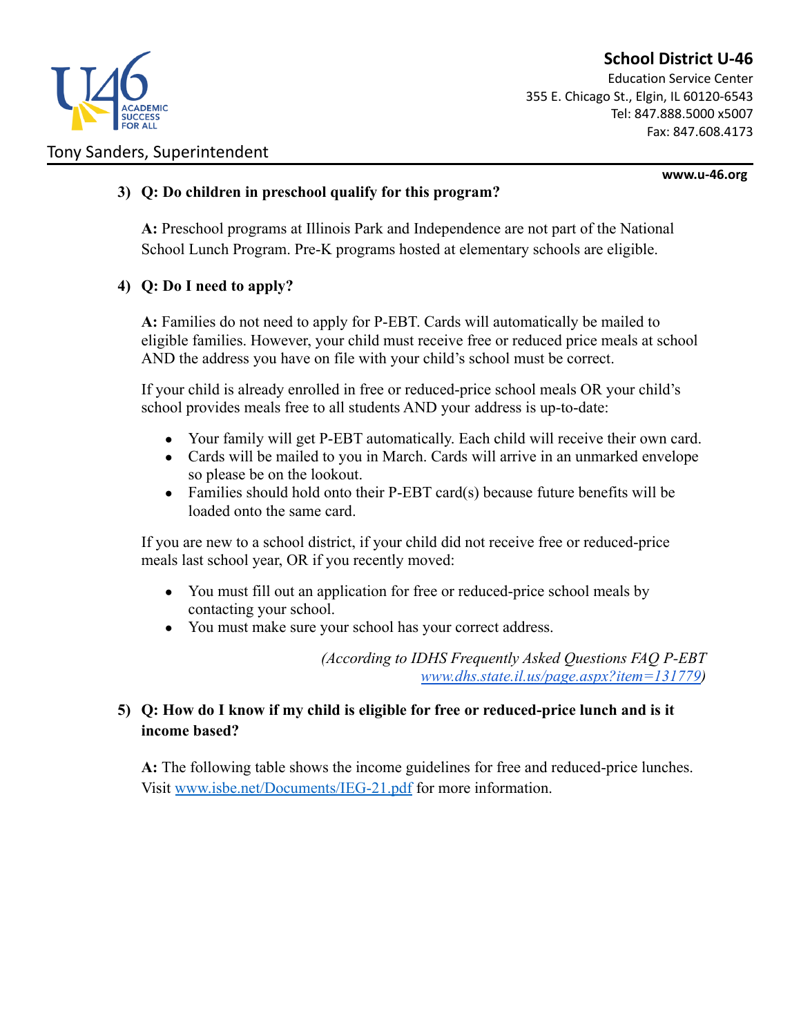3) **Q: Do children in preschool qualify for this program?**

   **A:** Preschool programs at Illinois Park and Independence are not part of the National School Lunch Program. Pre-K programs hosted at elementary schools are eligible.

4) **Q: Do I need to apply?**

   **A:** Families do not need to apply for P-EBT. Cards will automatically be mailed to eligible families. However, your child must receive free or reduced price meals at school AND the address you have on file with your child's school must be correct.

   If your child is already enrolled in free or reduced-price school meals OR your child's school provides meals free to all students AND your address is up-to-date:

   - Your family will get P-EBT automatically. Each child will receive their own card.
   - Cards will be mailed to you in March. Cards will arrive in an unmarked envelope so please be on the lookout.
   - Families should hold onto their P-EBT card(s) because future benefits will be loaded onto the same card.

   If you are new to a school district, if your child did not receive free or reduced-price meals last school year, OR if you recently moved:

   - You must fill out an application for free or reduced-price school meals by contacting your school.
   - You must make sure your school has your correct address.

   *(According to IDHS Frequently Asked Questions FAQ P-EBT [www.dhs.state.il.us/page.aspx?item=131779](www.dhs.state.il.us/page.aspx?item=131779))*

5) **Q: How do I know if my child is eligible for free or reduced-price lunch and is it income based?**

   **A:** The following table shows the income guidelines for free and reduced-price lunches. Visit [www.isbe.net/Documents/IEG-21.pdf](www.isbe.net/Documents/IEG-21.pdf) for more information.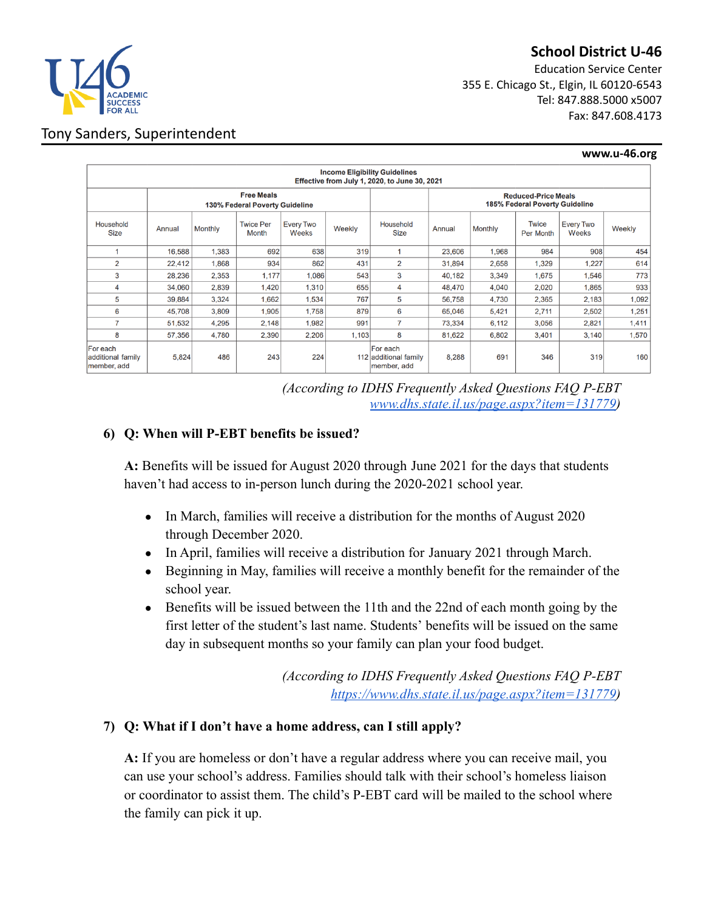**School District U-46**
Education Service Center
355 E. Chicago St., Elgin, IL 60120-6543
Tel: 847.888.5000 x5007
Fax: 847.608.4173

Tony Sanders, Superintendent

**www.u-46.org**

| Income Eligibility Guidelines Effective from July 1, 2020, to June 30, 2021 | | | | | | | | | | | |
|---|---|---|---|---|---|---|---|---|---|---|---|
| | Free Meals 130% Federal Poverty Guideline | | | | | | Reduced-Price Meals 185% Federal Poverty Guideline | | | | |
| Household Size | Annual | Monthly | Twice Per Month | Every Two Weeks | Weekly | Household Size | Annual | Monthly | Twice Per Month | Every Two Weeks | Weekly |
| 1 | 16,588 | 1,383 | 692 | 638 | 319 | 1 | 23,606 | 1,968 | 984 | 908 | 454 |
| 2 | 22,412 | 1,868 | 934 | 862 | 431 | 2 | 31,894 | 2,658 | 1,329 | 1,227 | 614 |
| 3 | 28,236 | 2,353 | 1,177 | 1,086 | 543 | 3 | 40,182 | 3,349 | 1,675 | 1,546 | 773 |
| 4 | 34,060 | 2,839 | 1,420 | 1,310 | 655 | 4 | 48,470 | 4,040 | 2,020 | 1,865 | 933 |
| 5 | 39,884 | 3,324 | 1,662 | 1,534 | 767 | 5 | 56,758 | 4,730 | 2,365 | 2,183 | 1,092 |
| 6 | 45,708 | 3,809 | 1,905 | 1,758 | 879 | 6 | 65,046 | 5,421 | 2,711 | 2,502 | 1,251 |
| 7 | 51,532 | 4,295 | 2,148 | 1,982 | 991 | 7 | 73,334 | 6,112 | 3,056 | 2,821 | 1,411 |
| 8 | 57,356 | 4,780 | 2,390 | 2,206 | 1,103 | 8 | 81,622 | 6,802 | 3,401 | 3,140 | 1,570 |
| For each additional family member, add | 5,824 | 486 | 243 | 224 | 112 | For each additional family member, add | 8,288 | 691 | 346 | 319 | 160 |

*(According to IDHS Frequently Asked Questions FAQ P-EBT [www.dhs.state.il.us/page.aspx?item=131779](www.dhs.state.il.us/page.aspx?item=131779))*

6) **Q: When will P-EBT benefits be issued?**

   **A:** Benefits will be issued for August 2020 through June 2021 for the days that students haven't had access to in-person lunch during the 2020-2021 school year.

   - In March, families will receive a distribution for the months of August 2020 through December 2020.
   - In April, families will receive a distribution for January 2021 through March.
   - Beginning in May, families will receive a monthly benefit for the remainder of the school year.
   - Benefits will be issued between the 11th and the 22nd of each month going by the first letter of the student's last name. Students' benefits will be issued on the same day in subsequent months so your family can plan your food budget.

*(According to IDHS Frequently Asked Questions FAQ P-EBT [https://www.dhs.state.il.us/page.aspx?item=131779](https://www.dhs.state.il.us/page.aspx?item=131779))*

7) **Q: What if I don't have a home address, can I still apply?**

   **A:** If you are homeless or don't have a regular address where you can receive mail, you can use your school's address. Families should talk with their school's homeless liaison or coordinator to assist them. The child's P-EBT card will be mailed to the school where the family can pick it up.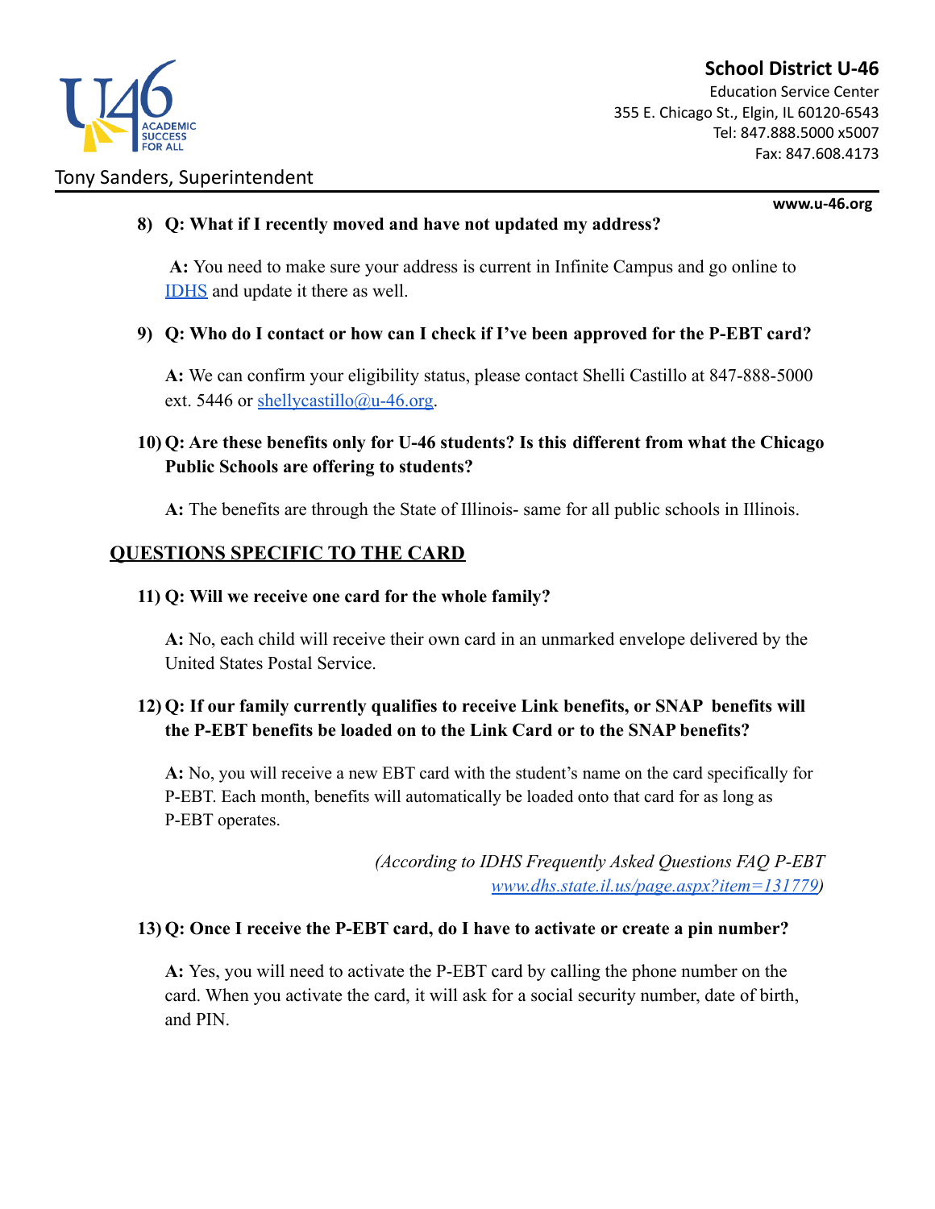8) **Q: What if I recently moved and have not updated my address?**

**A:** You need to make sure your address is current in Infinite Campus and go online to IDHS and update it there as well.

9) **Q: Who do I contact or how can I check if I've been approved for the P-EBT card?**

**A:** We can confirm your eligibility status, please contact Shelli Castillo at 847-888-5000 ext. 5446 or shellycastillo@u-46.org.

10) **Q: Are these benefits only for U-46 students? Is this different from what the Chicago Public Schools are offering to students?**

**A:** The benefits are through the State of Illinois- same for all public schools in Illinois.

## QUESTIONS SPECIFIC TO THE CARD

11) **Q: Will we receive one card for the whole family?**

**A:** No, each child will receive their own card in an unmarked envelope delivered by the United States Postal Service.

12) **Q: If our family currently qualifies to receive Link benefits, or SNAP benefits will the P-EBT benefits be loaded on to the Link Card or to the SNAP benefits?**

**A:** No, you will receive a new EBT card with the student's name on the card specifically for P-EBT. Each month, benefits will automatically be loaded onto that card for as long as P-EBT operates.

*(According to IDHS Frequently Asked Questions FAQ P-EBT www.dhs.state.il.us/page.aspx?item=131779)*

13) **Q: Once I receive the P-EBT card, do I have to activate or create a pin number?**

**A:** Yes, you will need to activate the P-EBT card by calling the phone number on the card. When you activate the card, it will ask for a social security number, date of birth, and PIN.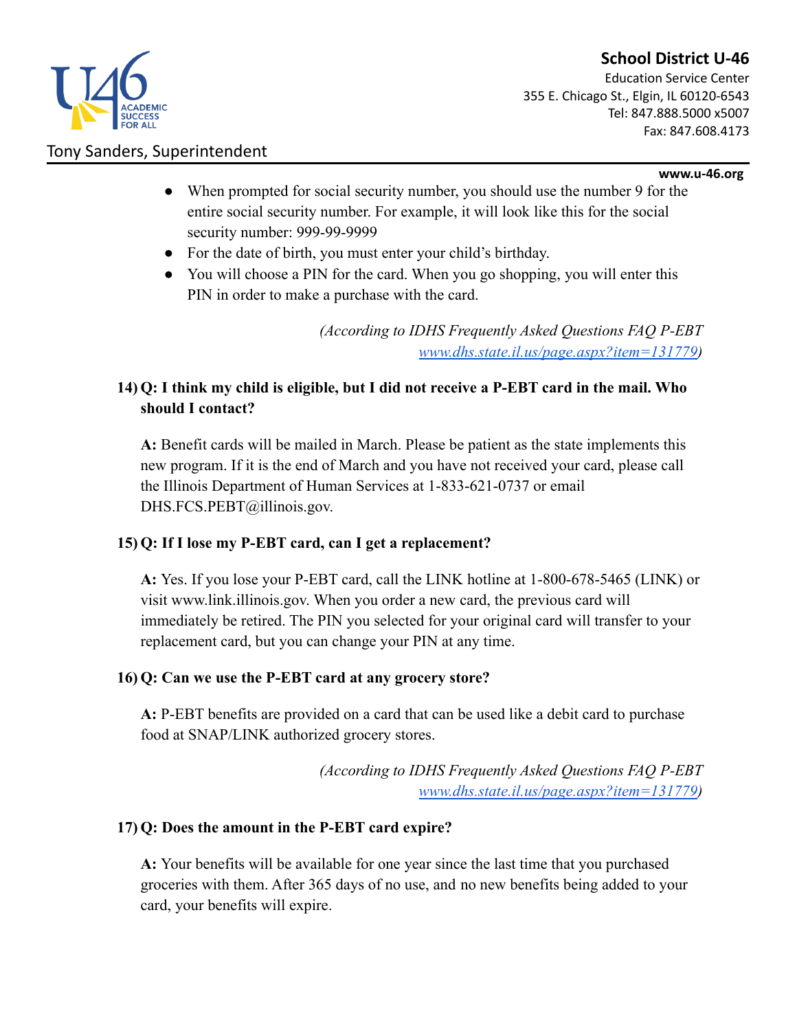- When prompted for social security number, you should use the number 9 for the entire social security number. For example, it will look like this for the social security number: 999-99-9999
- For the date of birth, you must enter your child's birthday.
- You will choose a PIN for the card. When you go shopping, you will enter this PIN in order to make a purchase with the card.

*(According to IDHS Frequently Asked Questions FAQ P-EBT [www.dhs.state.il.us/page.aspx?item=131779](http://www.dhs.state.il.us/page.aspx?item=131779))*

**14) Q: I think my child is eligible, but I did not receive a P-EBT card in the mail. Who should I contact?**

**A:** Benefit cards will be mailed in March. Please be patient as the state implements this new program. If it is the end of March and you have not received your card, please call the Illinois Department of Human Services at 1-833-621-0737 or email DHS.FCS.PEBT@illinois.gov.

**15) Q: If I lose my P-EBT card, can I get a replacement?**

**A:** Yes. If you lose your P-EBT card, call the LINK hotline at 1-800-678-5465 (LINK) or visit www.link.illinois.gov. When you order a new card, the previous card will immediately be retired. The PIN you selected for your original card will transfer to your replacement card, but you can change your PIN at any time.

**16) Q: Can we use the P-EBT card at any grocery store?**

**A:** P-EBT benefits are provided on a card that can be used like a debit card to purchase food at SNAP/LINK authorized grocery stores.

*(According to IDHS Frequently Asked Questions FAQ P-EBT [www.dhs.state.il.us/page.aspx?item=131779](http://www.dhs.state.il.us/page.aspx?item=131779))*

**17) Q: Does the amount in the P-EBT card expire?**

**A:** Your benefits will be available for one year since the last time that you purchased groceries with them. After 365 days of no use, and no new benefits being added to your card, your benefits will expire.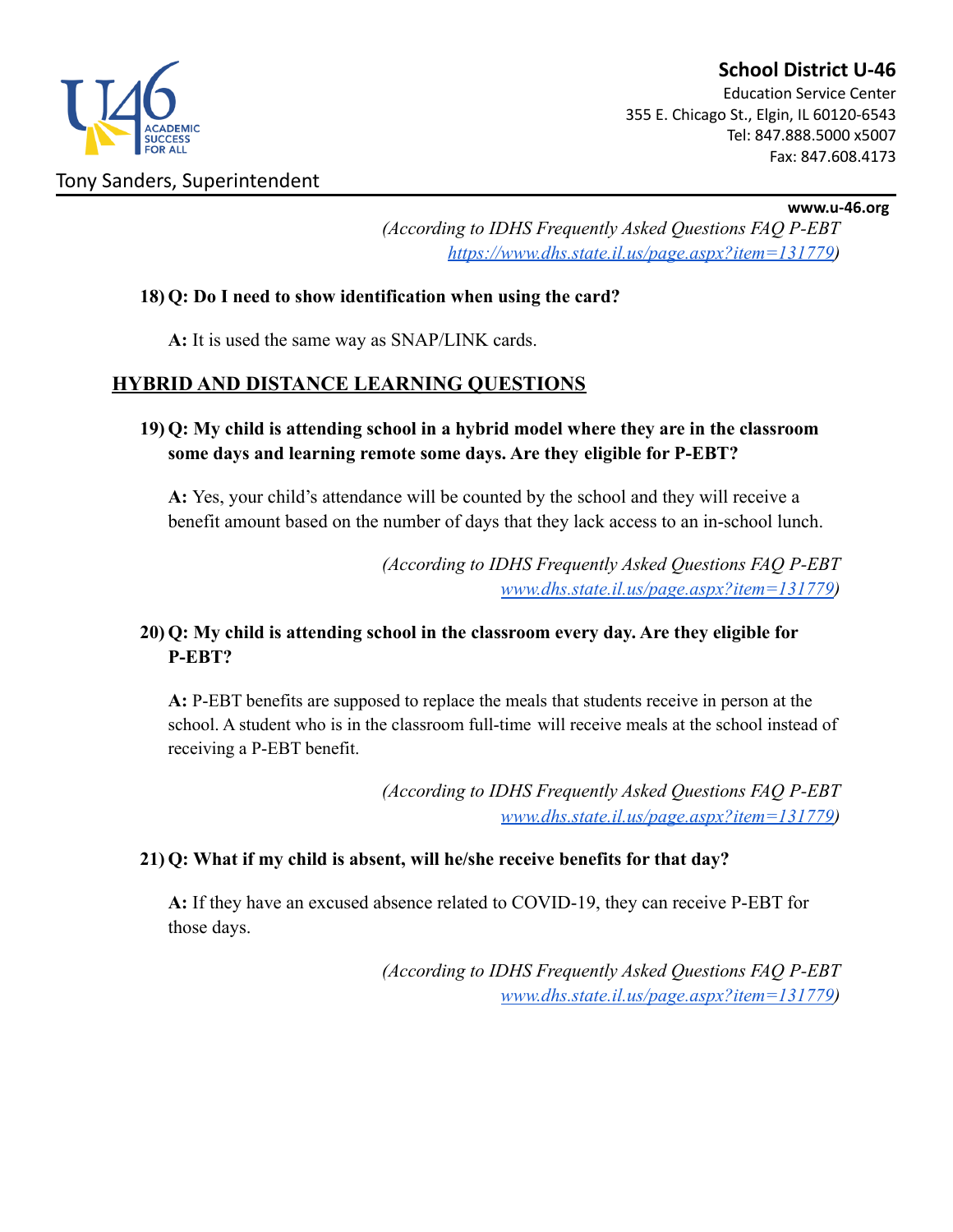*(According to IDHS Frequently Asked Questions FAQ P-EBT [https://www.dhs.state.il.us/page.aspx?item=131779](https://www.dhs.state.il.us/page.aspx?item=131779))*

18) **Q: Do I need to show identification when using the card?**

**A:** It is used the same way as SNAP/LINK cards.

## HYBRID AND DISTANCE LEARNING QUESTIONS

19) **Q: My child is attending school in a hybrid model where they are in the classroom some days and learning remote some days. Are they eligible for P-EBT?**

**A:** Yes, your child's attendance will be counted by the school and they will receive a benefit amount based on the number of days that they lack access to an in-school lunch.

*(According to IDHS Frequently Asked Questions FAQ P-EBT [www.dhs.state.il.us/page.aspx?item=131779](www.dhs.state.il.us/page.aspx?item=131779))*

20) **Q: My child is attending school in the classroom every day. Are they eligible for P-EBT?**

**A:** P-EBT benefits are supposed to replace the meals that students receive in person at the school. A student who is in the classroom full-time will receive meals at the school instead of receiving a P-EBT benefit.

*(According to IDHS Frequently Asked Questions FAQ P-EBT [www.dhs.state.il.us/page.aspx?item=131779](www.dhs.state.il.us/page.aspx?item=131779))*

21) **Q: What if my child is absent, will he/she receive benefits for that day?**

**A:** If they have an excused absence related to COVID-19, they can receive P-EBT for those days.

*(According to IDHS Frequently Asked Questions FAQ P-EBT [www.dhs.state.il.us/page.aspx?item=131779](www.dhs.state.il.us/page.aspx?item=131779))*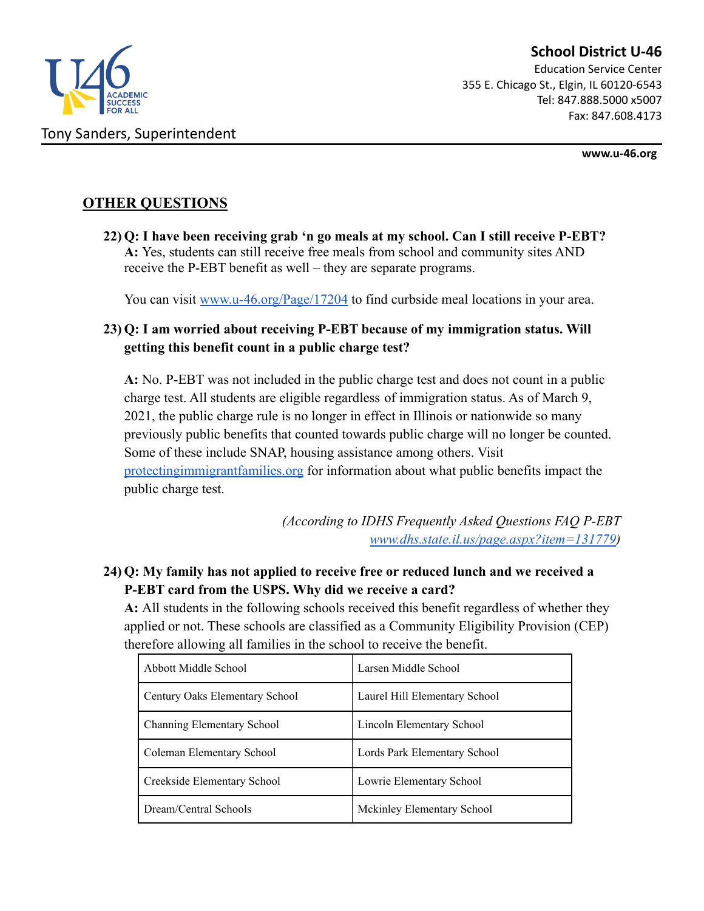## OTHER QUESTIONS

**22) Q: I have been receiving grab 'n go meals at my school. Can I still receive P-EBT?**
**A:** Yes, students can still receive free meals from school and community sites AND receive the P-EBT benefit as well – they are separate programs.

You can visit [www.u-46.org/Page/17204](www.u-46.org/Page/17204) to find curbside meal locations in your area.

**23) Q: I am worried about receiving P-EBT because of my immigration status. Will getting this benefit count in a public charge test?**

**A:** No. P-EBT was not included in the public charge test and does not count in a public charge test. All students are eligible regardless of immigration status. As of March 9, 2021, the public charge rule is no longer in effect in Illinois or nationwide so many previously public benefits that counted towards public charge will no longer be counted. Some of these include SNAP, housing assistance among others. Visit [protectingimmigrantfamilies.org](protectingimmigrantfamilies.org) for information about what public benefits impact the public charge test.

*(According to IDHS Frequently Asked Questions FAQ P-EBT [www.dhs.state.il.us/page.aspx?item=131779](www.dhs.state.il.us/page.aspx?item=131779))*

**24) Q: My family has not applied to receive free or reduced lunch and we received a P-EBT card from the USPS. Why did we receive a card?**
**A:** All students in the following schools received this benefit regardless of whether they applied or not. These schools are classified as a Community Eligibility Provision (CEP) therefore allowing all families in the school to receive the benefit.

| | |
|---|---|
| Abbott Middle School | Larsen Middle School |
| Century Oaks Elementary School | Laurel Hill Elementary School |
| Channing Elementary School | Lincoln Elementary School |
| Coleman Elementary School | Lords Park Elementary School |
| Creekside Elementary School | Lowrie Elementary School |
| Dream/Central Schools | Mckinley Elementary School |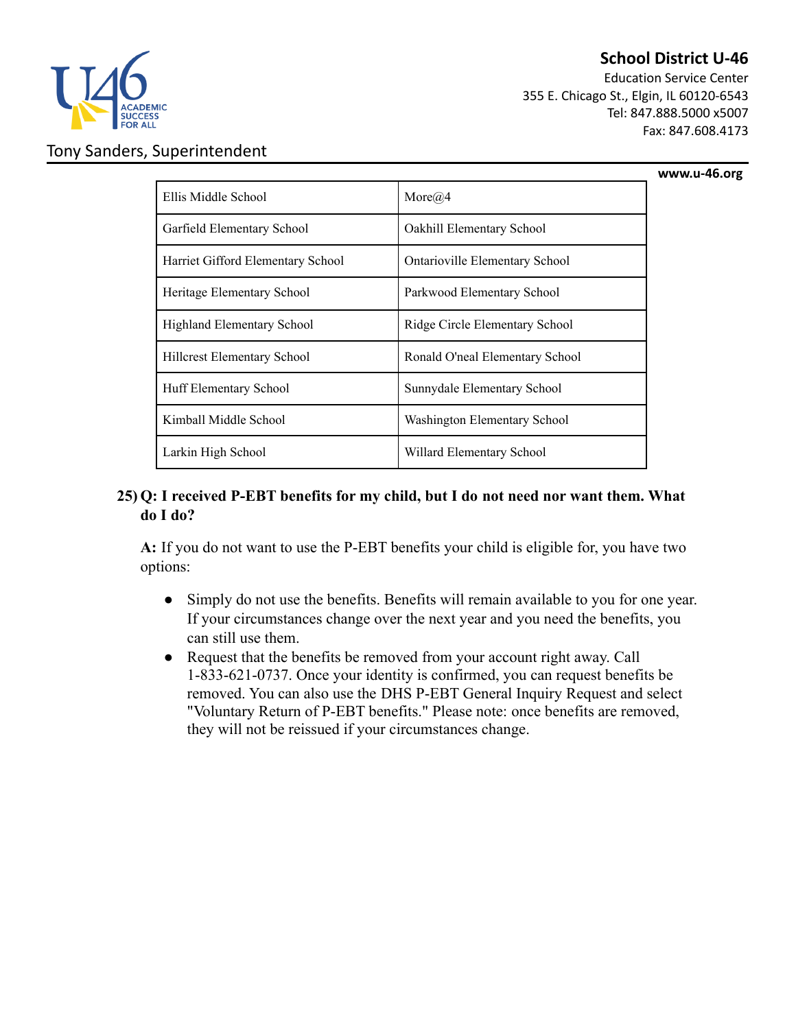| | |
|---|---|
| Ellis Middle School | More@4 |
| Garfield Elementary School | Oakhill Elementary School |
| Harriet Gifford Elementary School | Ontarioville Elementary School |
| Heritage Elementary School | Parkwood Elementary School |
| Highland Elementary School | Ridge Circle Elementary School |
| Hillcrest Elementary School | Ronald O'neal Elementary School |
| Huff Elementary School | Sunnydale Elementary School |
| Kimball Middle School | Washington Elementary School |
| Larkin High School | Willard Elementary School |

25) **Q: I received P-EBT benefits for my child, but I do not need nor want them. What do I do?**

**A:** If you do not want to use the P-EBT benefits your child is eligible for, you have two options:

- Simply do not use the benefits. Benefits will remain available to you for one year. If your circumstances change over the next year and you need the benefits, you can still use them.
- Request that the benefits be removed from your account right away. Call 1-833-621-0737. Once your identity is confirmed, you can request benefits be removed. You can also use the DHS P-EBT General Inquiry Request and select "Voluntary Return of P-EBT benefits." Please note: once benefits are removed, they will not be reissued if your circumstances change.